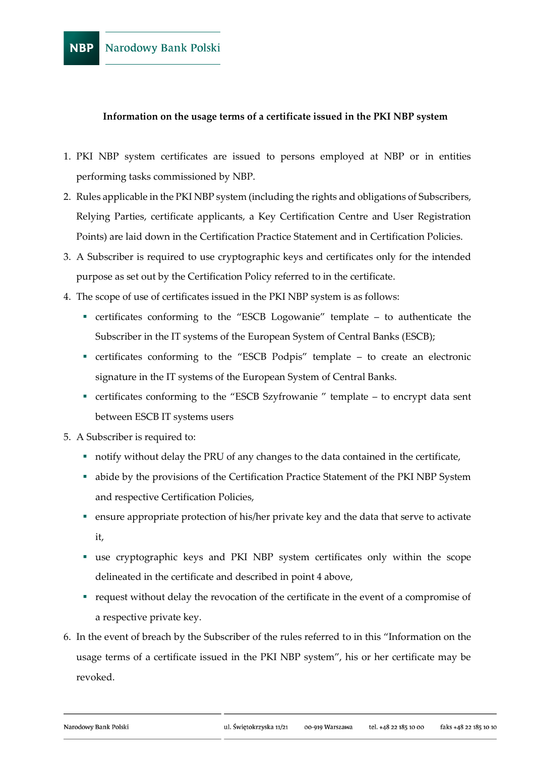**Information on the usage terms of a certificate issued in the PKI NBP system**

1. PKI NBP system certificates are issued to persons employed at NBP or in entities performing tasks commissioned by NBP.
2. Rules applicable in the PKI NBP system (including the rights and obligations of Subscribers, Relying Parties, certificate applicants, a Key Certification Centre and User Registration Points) are laid down in the Certification Practice Statement and in Certification Policies.
3. A Subscriber is required to use cryptographic keys and certificates only for the intended purpose as set out by the Certification Policy referred to in the certificate.
4. The scope of use of certificates issued in the PKI NBP system is as follows:
   - certificates conforming to the "ESCB Logowanie" template – to authenticate the Subscriber in the IT systems of the European System of Central Banks (ESCB);
   - certificates conforming to the "ESCB Podpis" template – to create an electronic signature in the IT systems of the European System of Central Banks.
   - certificates conforming to the "ESCB Szyfrowanie " template – to encrypt data sent between ESCB IT systems users
5. A Subscriber is required to:
   - notify without delay the PRU of any changes to the data contained in the certificate,
   - abide by the provisions of the Certification Practice Statement of the PKI NBP System and respective Certification Policies,
   - ensure appropriate protection of his/her private key and the data that serve to activate it,
   - use cryptographic keys and PKI NBP system certificates only within the scope delineated in the certificate and described in point 4 above,
   - request without delay the revocation of the certificate in the event of a compromise of a respective private key.
6. In the event of breach by the Subscriber of the rules referred to in this "Information on the usage terms of a certificate issued in the PKI NBP system", his or her certificate may be revoked.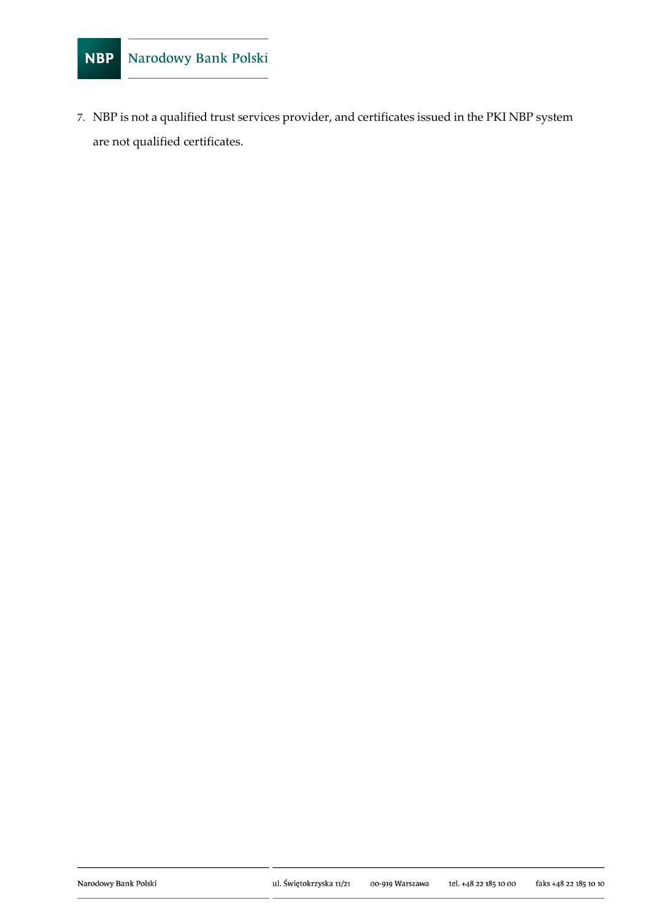7. NBP is not a qualified trust services provider, and certificates issued in the PKI NBP system are not qualified certificates.